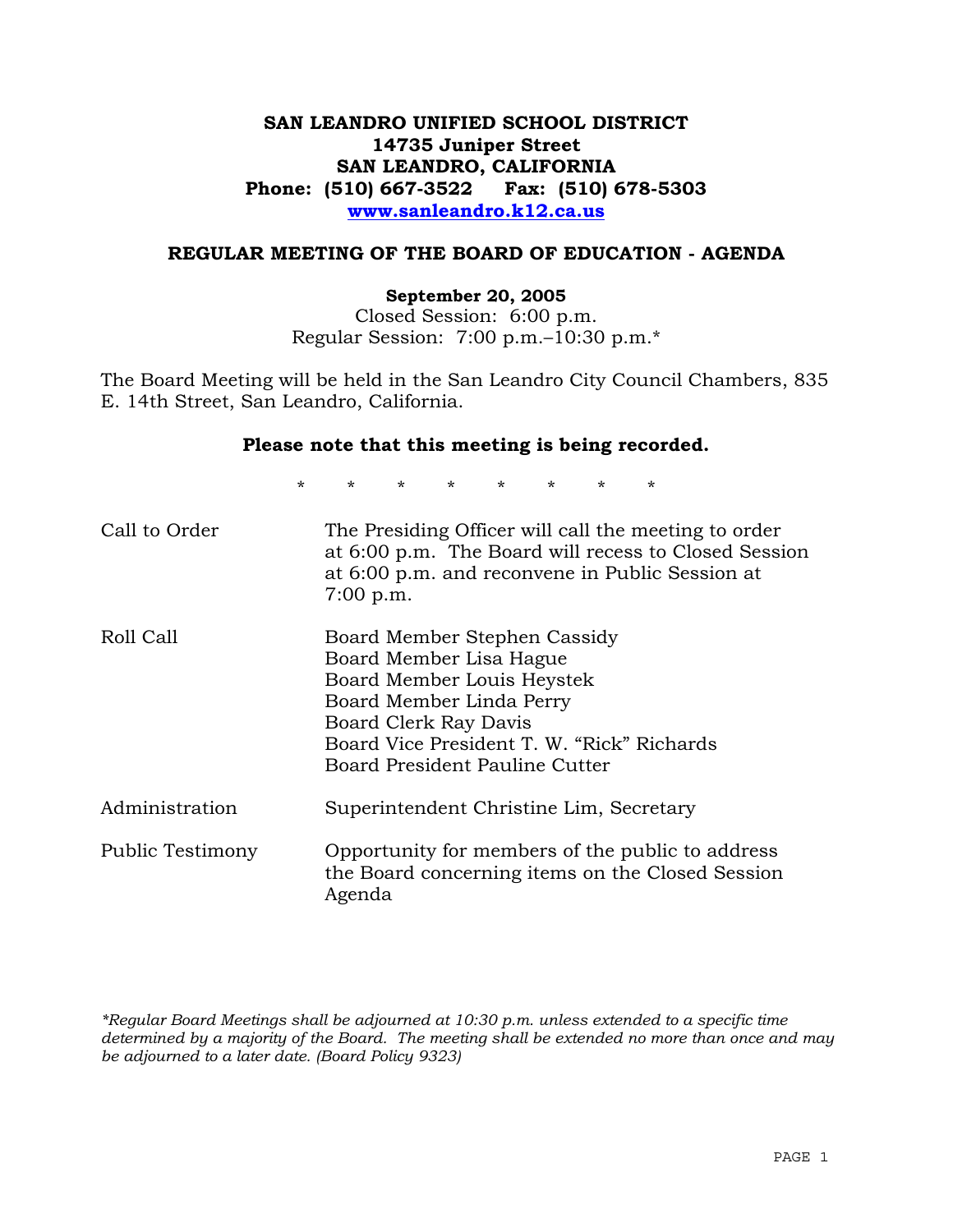**SAN LEANDRO UNIFIED SCHOOL DISTRICT**
**14735 Juniper Street**
**SAN LEANDRO, CALIFORNIA**
**Phone: (510) 667-3522 Fax: (510) 678-5303**
**www.sanleandro.k12.ca.us**

## REGULAR MEETING OF THE BOARD OF EDUCATION - AGENDA

**September 20, 2005**
Closed Session: 6:00 p.m.
Regular Session: 7:00 p.m.–10:30 p.m.*

The Board Meeting will be held in the San Leandro City Council Chambers, 835 E. 14th Street, San Leandro, California.

**Please note that this meeting is being recorded.**

\* \* \* \* \* \* \* \*

| | |
|---|---|
| Call to Order | The Presiding Officer will call the meeting to order at 6:00 p.m. The Board will recess to Closed Session at 6:00 p.m. and reconvene in Public Session at 7:00 p.m. |
| Roll Call | Board Member Stephen Cassidy<br>Board Member Lisa Hague<br>Board Member Louis Heystek<br>Board Member Linda Perry<br>Board Clerk Ray Davis<br>Board Vice President T. W. "Rick" Richards<br>Board President Pauline Cutter |
| Administration | Superintendent Christine Lim, Secretary |
| Public Testimony | Opportunity for members of the public to address the Board concerning items on the Closed Session Agenda |

*\*Regular Board Meetings shall be adjourned at 10:30 p.m. unless extended to a specific time determined by a majority of the Board. The meeting shall be extended no more than once and may be adjourned to a later date. (Board Policy 9323)*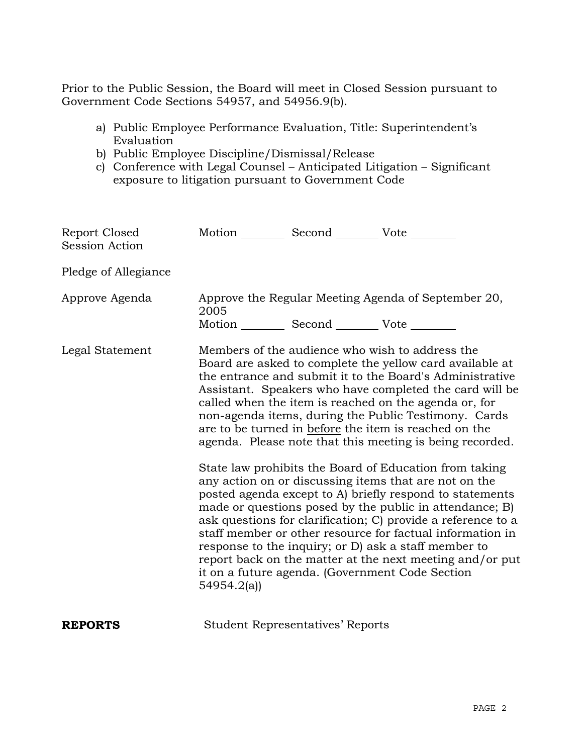Prior to the Public Session, the Board will meet in Closed Session pursuant to Government Code Sections 54957, and 54956.9(b).

a) Public Employee Performance Evaluation, Title: Superintendent's Evaluation
b) Public Employee Discipline/Dismissal/Release
c) Conference with Legal Counsel – Anticipated Litigation – Significant exposure to litigation pursuant to Government Code

| | |
|---|---|
| Report Closed Session Action | Motion ________ Second ________ Vote ________ |
| Pledge of Allegiance | |
| Approve Agenda | Approve the Regular Meeting Agenda of September 20, 2005<br>Motion ________ Second ________ Vote ________ |
| Legal Statement | Members of the audience who wish to address the Board are asked to complete the yellow card available at the entrance and submit it to the Board's Administrative Assistant. Speakers who have completed the card will be called when the item is reached on the agenda or, for non-agenda items, during the Public Testimony. Cards are to be turned in <u>before</u> the item is reached on the agenda. Please note that this meeting is being recorded.<br><br>State law prohibits the Board of Education from taking any action on or discussing items that are not on the posted agenda except to A) briefly respond to statements made or questions posed by the public in attendance; B) ask questions for clarification; C) provide a reference to a staff member or other resource for factual information in response to the inquiry; or D) ask a staff member to report back on the matter at the next meeting and/or put it on a future agenda. (Government Code Section 54954.2(a)) |

**REPORTS** Student Representatives' Reports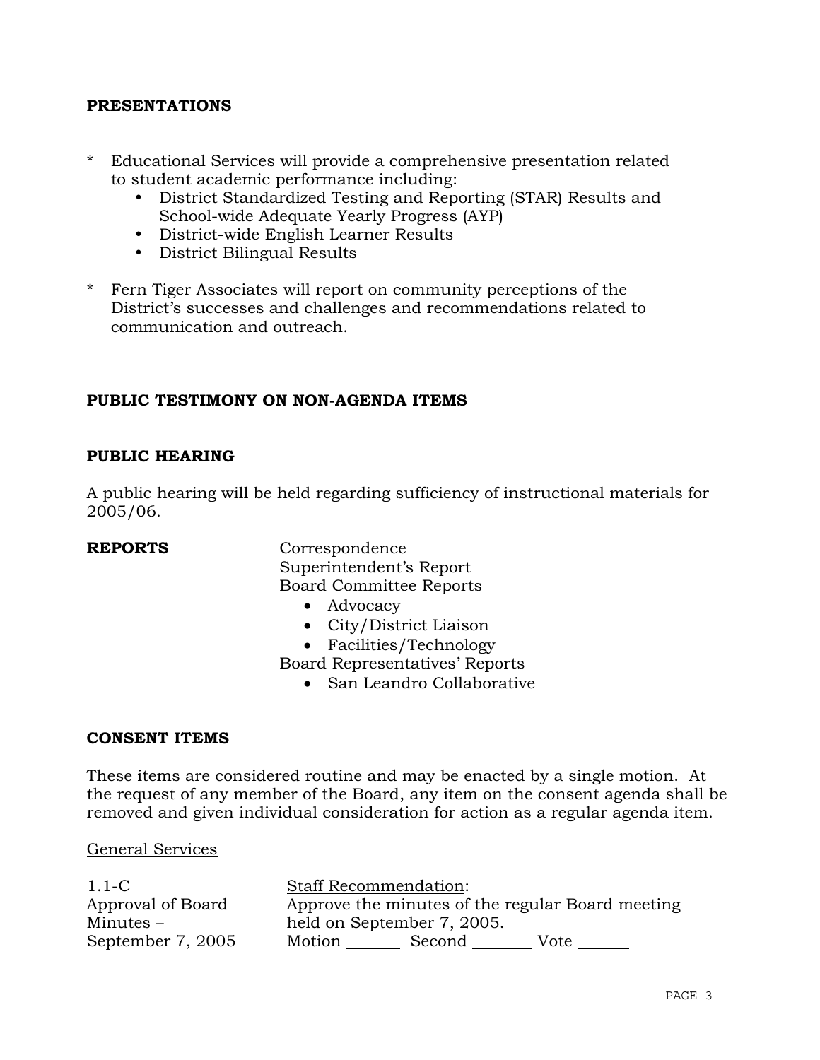**PRESENTATIONS**

* Educational Services will provide a comprehensive presentation related to student academic performance including:
    - District Standardized Testing and Reporting (STAR) Results and School-wide Adequate Yearly Progress (AYP)
    - District-wide English Learner Results
    - District Bilingual Results

* Fern Tiger Associates will report on community perceptions of the District's successes and challenges and recommendations related to communication and outreach.

**PUBLIC TESTIMONY ON NON-AGENDA ITEMS**

**PUBLIC HEARING**

A public hearing will be held regarding sufficiency of instructional materials for 2005/06.

**REPORTS**

Correspondence
Superintendent's Report
Board Committee Reports
- Advocacy
- City/District Liaison
- Facilities/Technology

Board Representatives' Reports
- San Leandro Collaborative

**CONSENT ITEMS**

These items are considered routine and may be enacted by a single motion. At the request of any member of the Board, any item on the consent agenda shall be removed and given individual consideration for action as a regular agenda item.

General Services

1.1-C
Approval of Board Minutes – September 7, 2005

Staff Recommendation:
Approve the minutes of the regular Board meeting held on September 7, 2005.

Motion ______ Second ______ Vote ______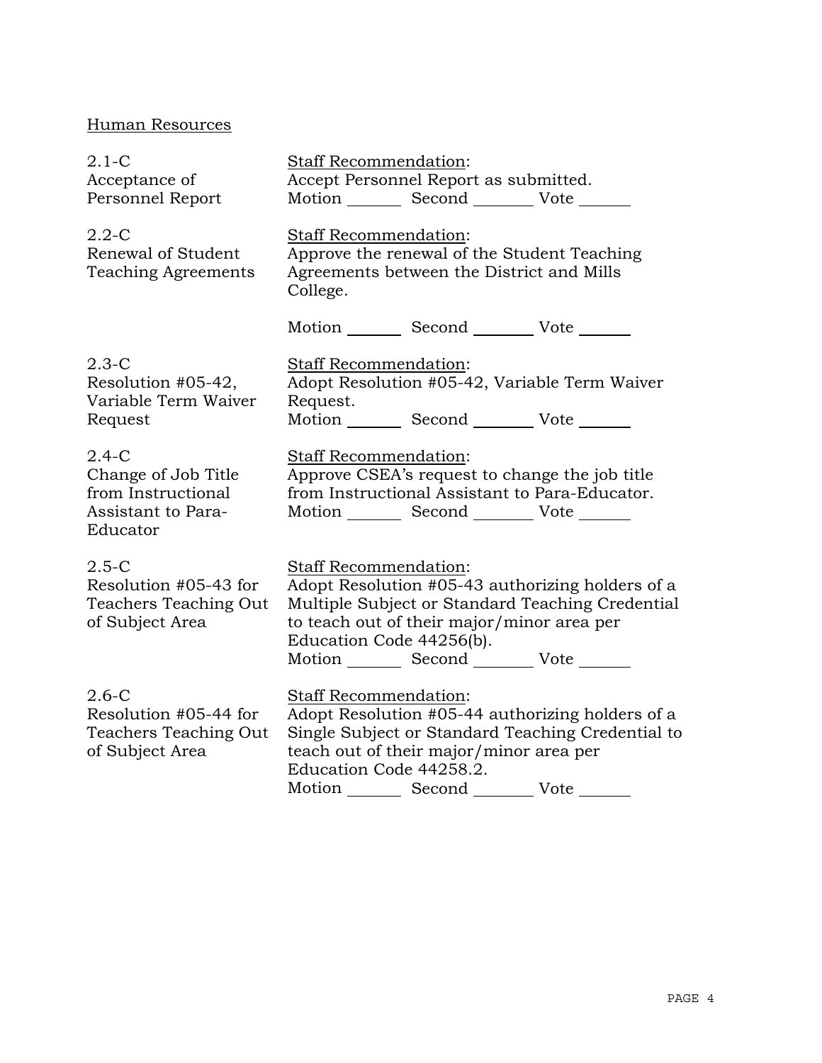Human Resources

| | |
|---|---|
| 2.1-C<br>Acceptance of Personnel Report | Staff Recommendation:<br>Accept Personnel Report as submitted.<br>Motion ______ Second ______ Vote ______ |
| 2.2-C<br>Renewal of Student Teaching Agreements | Staff Recommendation:<br>Approve the renewal of the Student Teaching Agreements between the District and Mills College.<br><br>Motion ______ Second ______ Vote ______ |
| 2.3-C<br>Resolution #05-42, Variable Term Waiver Request | Staff Recommendation:<br>Adopt Resolution #05-42, Variable Term Waiver Request.<br>Motion ______ Second ______ Vote ______ |
| 2.4-C<br>Change of Job Title from Instructional Assistant to Para-Educator | Staff Recommendation:<br>Approve CSEA's request to change the job title from Instructional Assistant to Para-Educator.<br>Motion ______ Second ______ Vote ______ |
| 2.5-C<br>Resolution #05-43 for Teachers Teaching Out of Subject Area | Staff Recommendation:<br>Adopt Resolution #05-43 authorizing holders of a Multiple Subject or Standard Teaching Credential to teach out of their major/minor area per Education Code 44256(b).<br>Motion ______ Second ______ Vote ______ |
| 2.6-C<br>Resolution #05-44 for Teachers Teaching Out of Subject Area | Staff Recommendation:<br>Adopt Resolution #05-44 authorizing holders of a Single Subject or Standard Teaching Credential to teach out of their major/minor area per Education Code 44258.2.<br>Motion ______ Second ______ Vote ______ |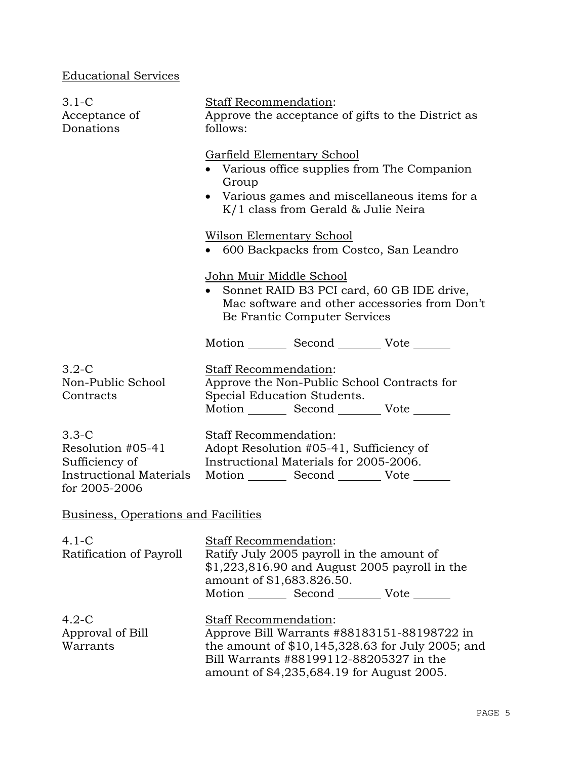## Educational Services

**3.1-C Acceptance of Donations**

Staff Recommendation:
Approve the acceptance of gifts to the District as follows:

Garfield Elementary School
- Various office supplies from The Companion Group
- Various games and miscellaneous items for a K/1 class from Gerald & Julie Neira

Wilson Elementary School
- 600 Backpacks from Costco, San Leandro

John Muir Middle School
- Sonnet RAID B3 PCI card, 60 GB IDE drive, Mac software and other accessories from Don't Be Frantic Computer Services

Motion _______ Second _______ Vote ______

**3.2-C Non-Public School Contracts**

Staff Recommendation:
Approve the Non-Public School Contracts for Special Education Students.
Motion _______ Second _______ Vote ______

**3.3-C Resolution #05-41 Sufficiency of Instructional Materials for 2005-2006**

Staff Recommendation:
Adopt Resolution #05-41, Sufficiency of Instructional Materials for 2005-2006.
Motion _______ Second _______ Vote ______

## Business, Operations and Facilities

**4.1-C Ratification of Payroll**

Staff Recommendation:
Ratify July 2005 payroll in the amount of $1,223,816.90 and August 2005 payroll in the amount of $1,683.826.50.
Motion _______ Second _______ Vote ______

**4.2-C Approval of Bill Warrants**

Staff Recommendation:
Approve Bill Warrants #88183151-88198722 in the amount of $10,145,328.63 for July 2005; and Bill Warrants #88199112-88205327 in the amount of $4,235,684.19 for August 2005.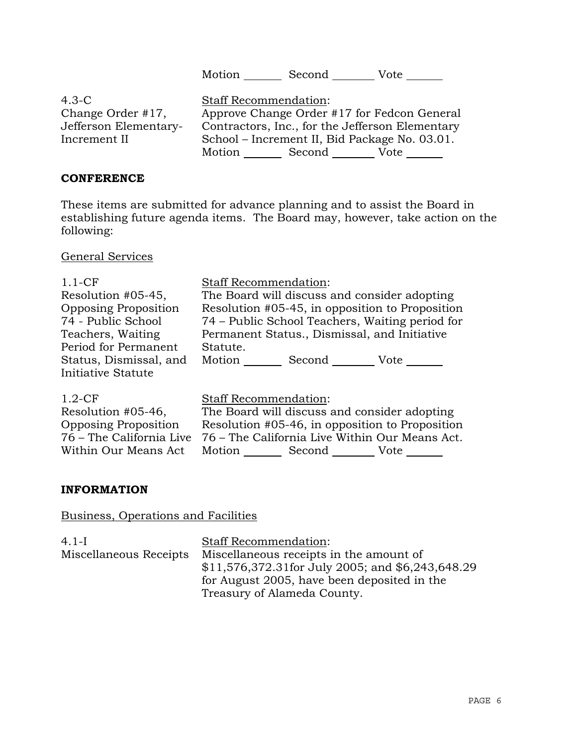Motion _______ Second _______ Vote _______

4.3-C
Change Order #17, Jefferson Elementary-Increment II

Staff Recommendation:
Approve Change Order #17 for Fedcon General Contractors, Inc., for the Jefferson Elementary School – Increment II, Bid Package No. 03.01.
Motion _______ Second _______ Vote _______

## CONFERENCE

These items are submitted for advance planning and to assist the Board in establishing future agenda items. The Board may, however, take action on the following:

General Services

1.1-CF
Resolution #05-45, Opposing Proposition 74 - Public School Teachers, Waiting Period for Permanent Status, Dismissal, and Initiative Statute

Staff Recommendation:
The Board will discuss and consider adopting Resolution #05-45, in opposition to Proposition 74 – Public School Teachers, Waiting period for Permanent Status., Dismissal, and Initiative Statute.
Motion _______ Second _______ Vote _______

1.2-CF
Resolution #05-46, Opposing Proposition 76 – The California Live Within Our Means Act

Staff Recommendation:
The Board will discuss and consider adopting Resolution #05-46, in opposition to Proposition 76 – The California Live Within Our Means Act.
Motion _______ Second _______ Vote _______

## INFORMATION

Business, Operations and Facilities

4.1-I
Miscellaneous Receipts

Staff Recommendation:
Miscellaneous receipts in the amount of $11,576,372.31for July 2005; and $6,243,648.29 for August 2005, have been deposited in the Treasury of Alameda County.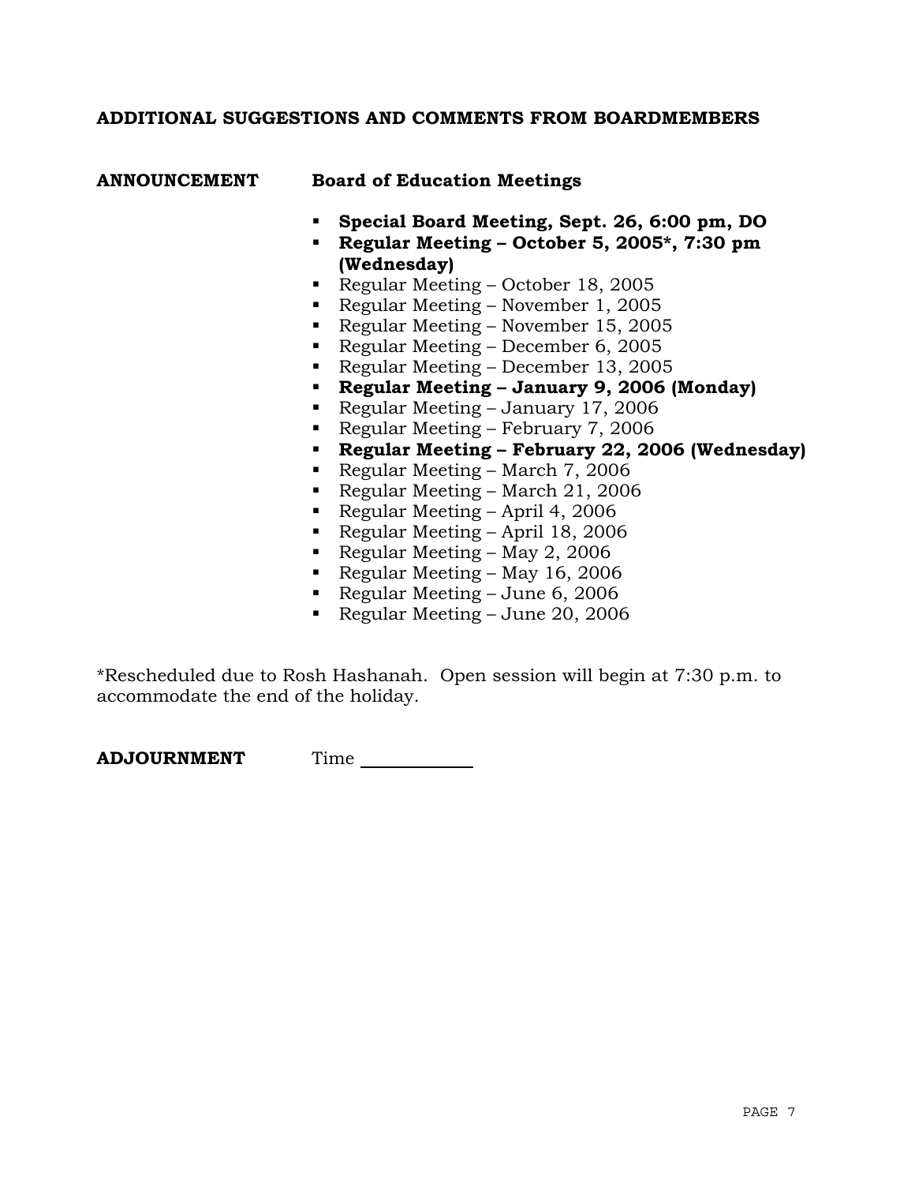**ADDITIONAL SUGGESTIONS AND COMMENTS FROM BOARDMEMBERS**

**ANNOUNCEMENT** **Board of Education Meetings**

- **Special Board Meeting, Sept. 26, 6:00 pm, DO**
- **Regular Meeting – October 5, 2005*, 7:30 pm (Wednesday)**
- Regular Meeting – October 18, 2005
- Regular Meeting – November 1, 2005
- Regular Meeting – November 15, 2005
- Regular Meeting – December 6, 2005
- Regular Meeting – December 13, 2005
- **Regular Meeting – January 9, 2006 (Monday)**
- Regular Meeting – January 17, 2006
- Regular Meeting – February 7, 2006
- **Regular Meeting – February 22, 2006 (Wednesday)**
- Regular Meeting – March 7, 2006
- Regular Meeting – March 21, 2006
- Regular Meeting – April 4, 2006
- Regular Meeting – April 18, 2006
- Regular Meeting – May 2, 2006
- Regular Meeting – May 16, 2006
- Regular Meeting – June 6, 2006
- Regular Meeting – June 20, 2006

*Rescheduled due to Rosh Hashanah. Open session will begin at 7:30 p.m. to accommodate the end of the holiday.

**ADJOURNMENT** Time ____________